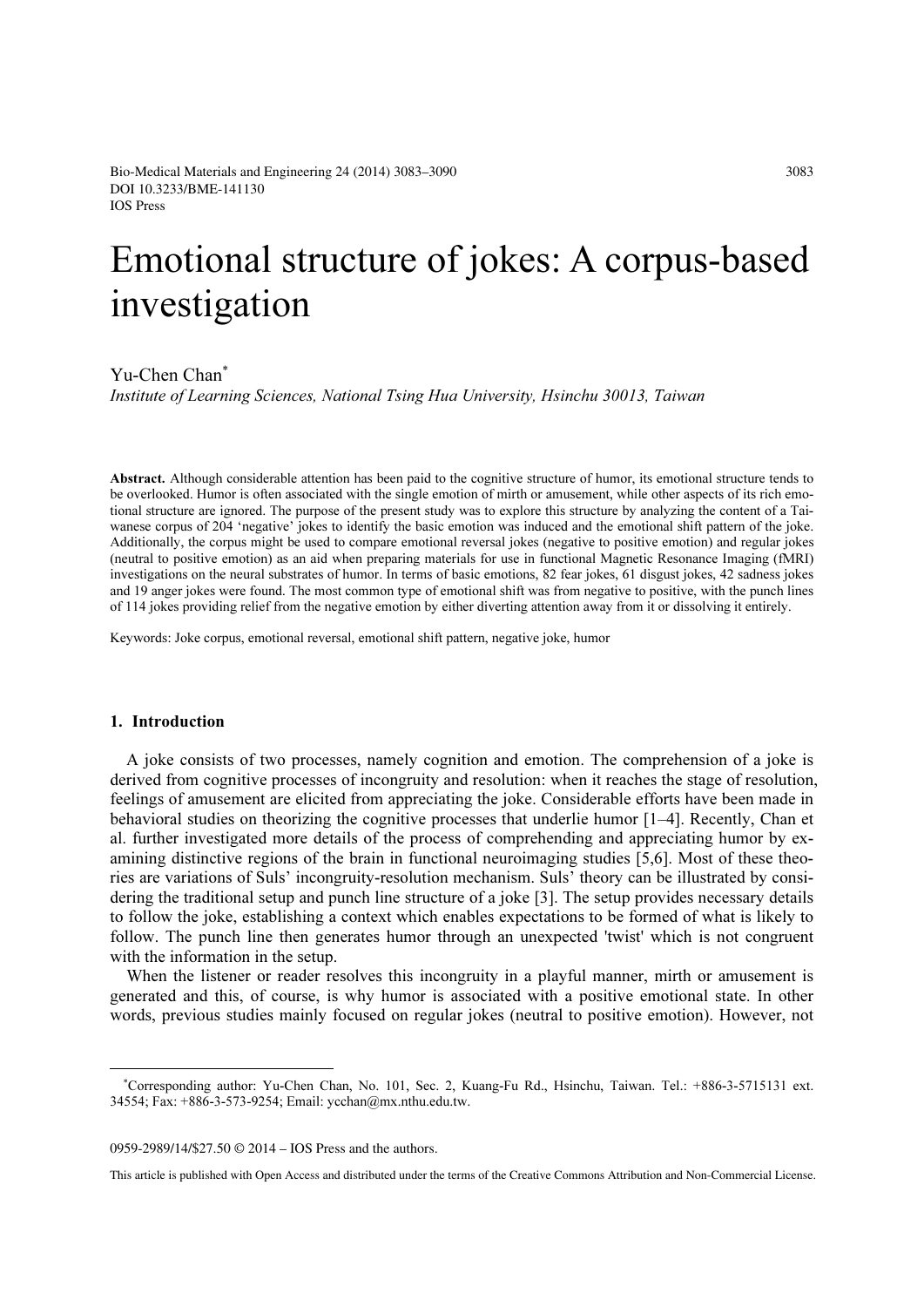# Emotional structure of jokes: A corpus-based investigation

Yu-Chen Chan[*]

*Institute of Learning Sciences, National Tsing Hua University, Hsinchu 30013, Taiwan*

**Abstract.** Although considerable attention has been paid to the cognitive structure of humor, its emotional structure tends to be overlooked. Humor is often associated with the single emotion of mirth or amusement, while other aspects of its rich emotional structure are ignored. The purpose of the present study was to explore this structure by analyzing the content of a Taiwanese corpus of 204 'negative' jokes to identify the basic emotion was induced and the emotional shift pattern of the joke. Additionally, the corpus might be used to compare emotional reversal jokes (negative to positive emotion) and regular jokes (neutral to positive emotion) as an aid when preparing materials for use in functional Magnetic Resonance Imaging (fMRI) investigations on the neural substrates of humor. In terms of basic emotions, 82 fear jokes, 61 disgust jokes, 42 sadness jokes and 19 anger jokes were found. The most common type of emotional shift was from negative to positive, with the punch lines of 114 jokes providing relief from the negative emotion by either diverting attention away from it or dissolving it entirely.

Keywords: Joke corpus, emotional reversal, emotional shift pattern, negative joke, humor

## 1. Introduction

A joke consists of two processes, namely cognition and emotion. The comprehension of a joke is derived from cognitive processes of incongruity and resolution: when it reaches the stage of resolution, feelings of amusement are elicited from appreciating the joke. Considerable efforts have been made in behavioral studies on theorizing the cognitive processes that underlie humor [1–4]. Recently, Chan et al. further investigated more details of the process of comprehending and appreciating humor by examining distinctive regions of the brain in functional neuroimaging studies [5,6]. Most of these theories are variations of Suls' incongruity-resolution mechanism. Suls' theory can be illustrated by considering the traditional setup and punch line structure of a joke [3]. The setup provides necessary details to follow the joke, establishing a context which enables expectations to be formed of what is likely to follow. The punch line then generates humor through an unexpected 'twist' which is not congruent with the information in the setup.

When the listener or reader resolves this incongruity in a playful manner, mirth or amusement is generated and this, of course, is why humor is associated with a positive emotional state. In other words, previous studies mainly focused on regular jokes (neutral to positive emotion). However, not

---

[*] Corresponding author: Yu-Chen Chan, No. 101, Sec. 2, Kuang-Fu Rd., Hsinchu, Taiwan. Tel.: +886-3-5715131 ext. 34554; Fax: +886-3-573-9254; Email: ycchan@mx.nthu.edu.tw.

0959-2989/14/$27.50 © 2014 – IOS Press and the authors.

This article is published with Open Access and distributed under the terms of the Creative Commons Attribution and Non-Commercial License.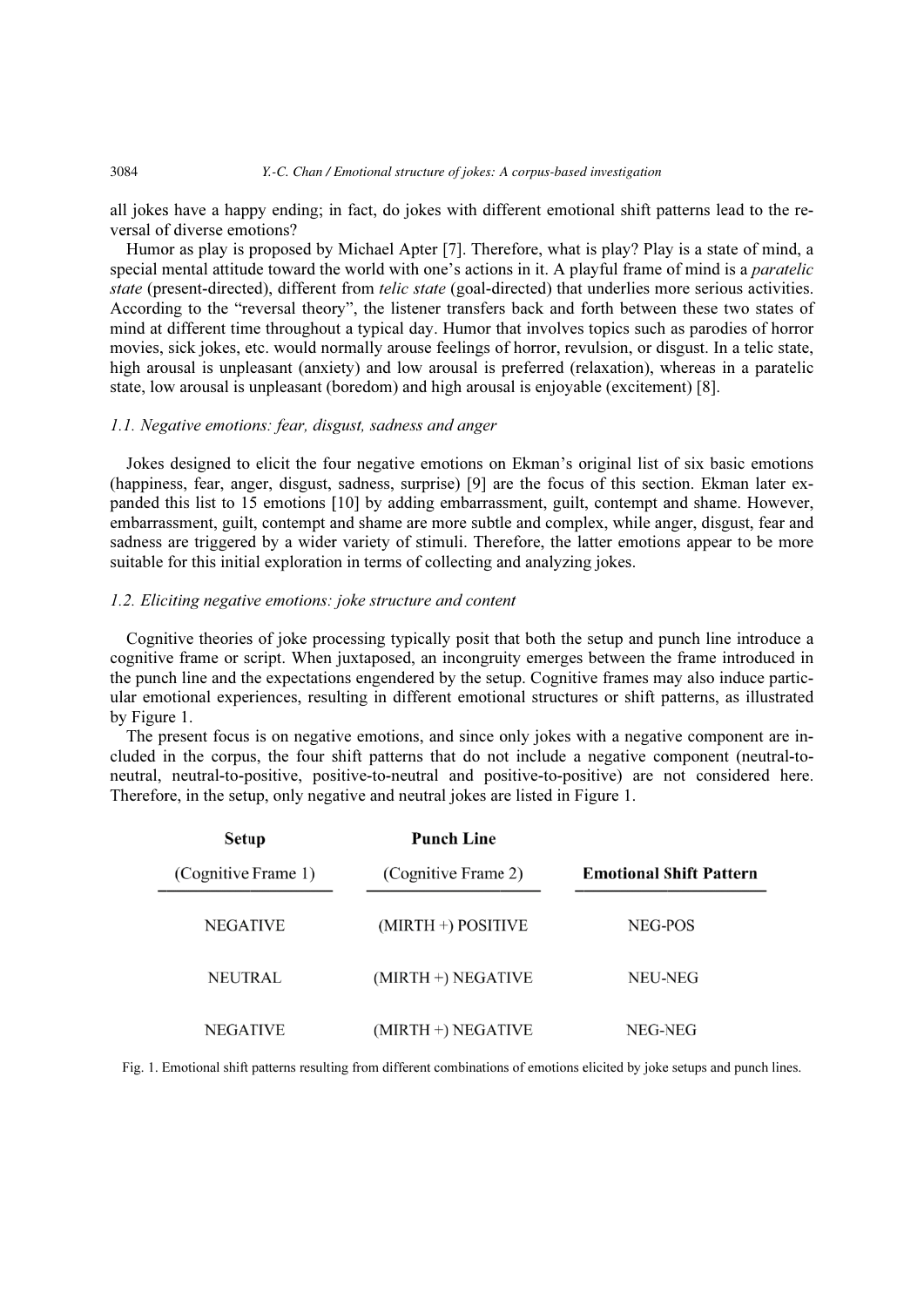all jokes have a happy ending; in fact, do jokes with different emotional shift patterns lead to the reversal of diverse emotions?

Humor as play is proposed by Michael Apter [7]. Therefore, what is play? Play is a state of mind, a special mental attitude toward the world with one's actions in it. A playful frame of mind is a *paratelic state* (present-directed), different from *telic state* (goal-directed) that underlies more serious activities. According to the "reversal theory", the listener transfers back and forth between these two states of mind at different time throughout a typical day. Humor that involves topics such as parodies of horror movies, sick jokes, etc. would normally arouse feelings of horror, revulsion, or disgust. In a telic state, high arousal is unpleasant (anxiety) and low arousal is preferred (relaxation), whereas in a paratelic state, low arousal is unpleasant (boredom) and high arousal is enjoyable (excitement) [8].

### *1.1. Negative emotions: fear, disgust, sadness and anger*

Jokes designed to elicit the four negative emotions on Ekman's original list of six basic emotions (happiness, fear, anger, disgust, sadness, surprise) [9] are the focus of this section. Ekman later expanded this list to 15 emotions [10] by adding embarrassment, guilt, contempt and shame. However, embarrassment, guilt, contempt and shame are more subtle and complex, while anger, disgust, fear and sadness are triggered by a wider variety of stimuli. Therefore, the latter emotions appear to be more suitable for this initial exploration in terms of collecting and analyzing jokes.

### *1.2. Eliciting negative emotions: joke structure and content*

Cognitive theories of joke processing typically posit that both the setup and punch line introduce a cognitive frame or script. When juxtaposed, an incongruity emerges between the frame introduced in the punch line and the expectations engendered by the setup. Cognitive frames may also induce particular emotional experiences, resulting in different emotional structures or shift patterns, as illustrated by Figure 1.

The present focus is on negative emotions, and since only jokes with a negative component are included in the corpus, the four shift patterns that do not include a negative component (neutral-to-neutral, neutral-to-positive, positive-to-neutral and positive-to-positive) are not considered here. Therefore, in the setup, only negative and neutral jokes are listed in Figure 1.

| **Setup** (Cognitive Frame 1) | **Punch Line** (Cognitive Frame 2) | **Emotional Shift Pattern** |
|---|---|---|
| NEGATIVE | (MIRTH +) POSITIVE | NEG-POS |
| NEUTRAL | (MIRTH +) NEGATIVE | NEU-NEG |
| NEGATIVE | (MIRTH +) NEGATIVE | NEG-NEG |

Fig. 1. Emotional shift patterns resulting from different combinations of emotions elicited by joke setups and punch lines.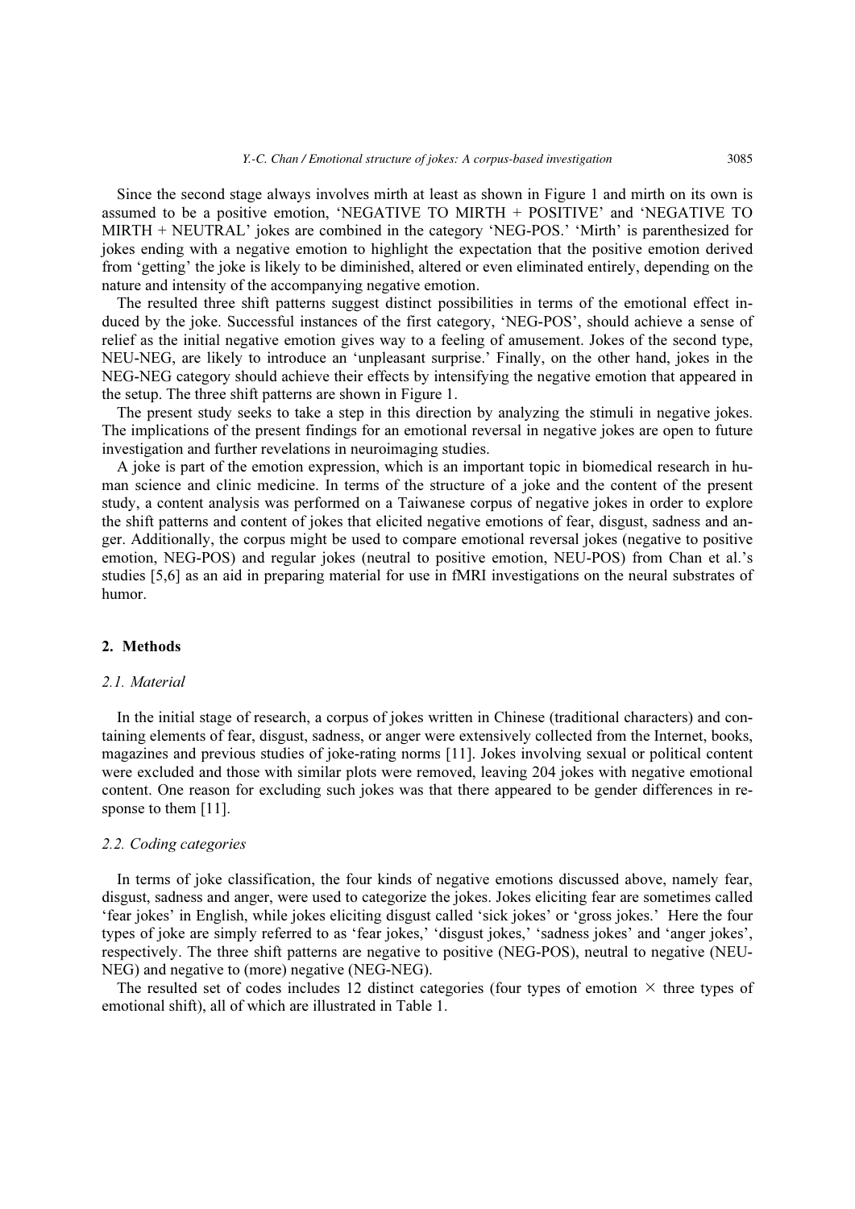Since the second stage always involves mirth at least as shown in Figure 1 and mirth on its own is assumed to be a positive emotion, 'NEGATIVE TO MIRTH + POSITIVE' and 'NEGATIVE TO MIRTH + NEUTRAL' jokes are combined in the category 'NEG-POS.' 'Mirth' is parenthesized for jokes ending with a negative emotion to highlight the expectation that the positive emotion derived from 'getting' the joke is likely to be diminished, altered or even eliminated entirely, depending on the nature and intensity of the accompanying negative emotion.

The resulted three shift patterns suggest distinct possibilities in terms of the emotional effect induced by the joke. Successful instances of the first category, 'NEG-POS', should achieve a sense of relief as the initial negative emotion gives way to a feeling of amusement. Jokes of the second type, NEU-NEG, are likely to introduce an 'unpleasant surprise.' Finally, on the other hand, jokes in the NEG-NEG category should achieve their effects by intensifying the negative emotion that appeared in the setup. The three shift patterns are shown in Figure 1.

The present study seeks to take a step in this direction by analyzing the stimuli in negative jokes. The implications of the present findings for an emotional reversal in negative jokes are open to future investigation and further revelations in neuroimaging studies.

A joke is part of the emotion expression, which is an important topic in biomedical research in human science and clinic medicine. In terms of the structure of a joke and the content of the present study, a content analysis was performed on a Taiwanese corpus of negative jokes in order to explore the shift patterns and content of jokes that elicited negative emotions of fear, disgust, sadness and anger. Additionally, the corpus might be used to compare emotional reversal jokes (negative to positive emotion, NEG-POS) and regular jokes (neutral to positive emotion, NEU-POS) from Chan et al.'s studies [5,6] as an aid in preparing material for use in fMRI investigations on the neural substrates of humor.

## 2. Methods

### 2.1. Material

In the initial stage of research, a corpus of jokes written in Chinese (traditional characters) and containing elements of fear, disgust, sadness, or anger were extensively collected from the Internet, books, magazines and previous studies of joke-rating norms [11]. Jokes involving sexual or political content were excluded and those with similar plots were removed, leaving 204 jokes with negative emotional content. One reason for excluding such jokes was that there appeared to be gender differences in response to them [11].

### 2.2. Coding categories

In terms of joke classification, the four kinds of negative emotions discussed above, namely fear, disgust, sadness and anger, were used to categorize the jokes. Jokes eliciting fear are sometimes called 'fear jokes' in English, while jokes eliciting disgust called 'sick jokes' or 'gross jokes.' Here the four types of joke are simply referred to as 'fear jokes,' 'disgust jokes,' 'sadness jokes' and 'anger jokes', respectively. The three shift patterns are negative to positive (NEG-POS), neutral to negative (NEU-NEG) and negative to (more) negative (NEG-NEG).

The resulted set of codes includes 12 distinct categories (four types of emotion × three types of emotional shift), all of which are illustrated in Table 1.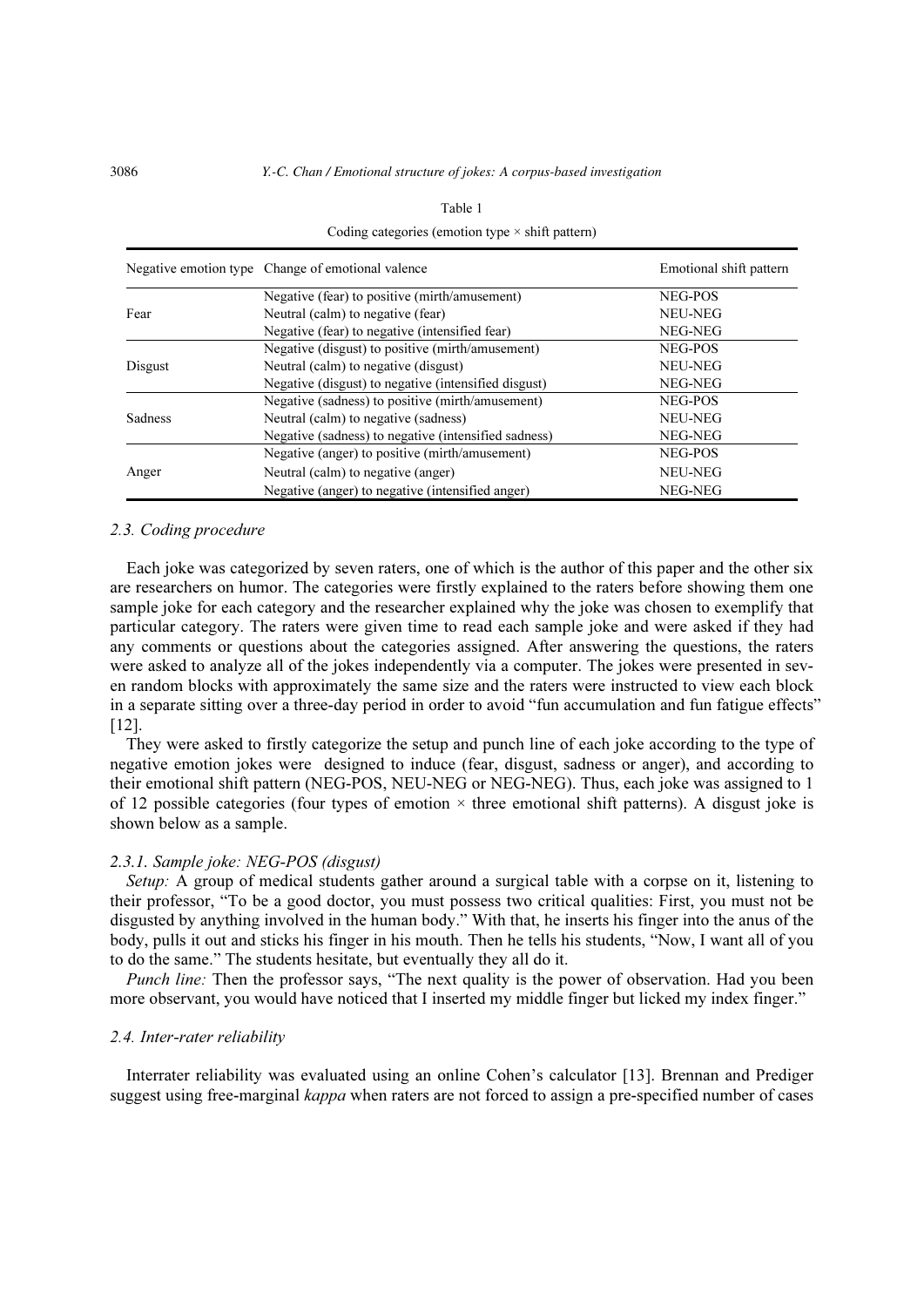Table 1

Coding categories (emotion type × shift pattern)

| Negative emotion type | Change of emotional valence | Emotional shift pattern |
|---|---|---|
| Fear | Negative (fear) to positive (mirth/amusement) | NEG-POS |
| | Neutral (calm) to negative (fear) | NEU-NEG |
| | Negative (fear) to negative (intensified fear) | NEG-NEG |
| Disgust | Negative (disgust) to positive (mirth/amusement) | NEG-POS |
| | Neutral (calm) to negative (disgust) | NEU-NEG |
| | Negative (disgust) to negative (intensified disgust) | NEG-NEG |
| Sadness | Negative (sadness) to positive (mirth/amusement) | NEG-POS |
| | Neutral (calm) to negative (sadness) | NEU-NEG |
| | Negative (sadness) to negative (intensified sadness) | NEG-NEG |
| Anger | Negative (anger) to positive (mirth/amusement) | NEG-POS |
| | Neutral (calm) to negative (anger) | NEU-NEG |
| | Negative (anger) to negative (intensified anger) | NEG-NEG |

### *2.3. Coding procedure*

Each joke was categorized by seven raters, one of which is the author of this paper and the other six are researchers on humor. The categories were firstly explained to the raters before showing them one sample joke for each category and the researcher explained why the joke was chosen to exemplify that particular category. The raters were given time to read each sample joke and were asked if they had any comments or questions about the categories assigned. After answering the questions, the raters were asked to analyze all of the jokes independently via a computer. The jokes were presented in seven random blocks with approximately the same size and the raters were instructed to view each block in a separate sitting over a three-day period in order to avoid "fun accumulation and fun fatigue effects" [12].

They were asked to firstly categorize the setup and punch line of each joke according to the type of negative emotion jokes were designed to induce (fear, disgust, sadness or anger), and according to their emotional shift pattern (NEG-POS, NEU-NEG or NEG-NEG). Thus, each joke was assigned to 1 of 12 possible categories (four types of emotion × three emotional shift patterns). A disgust joke is shown below as a sample.

#### *2.3.1. Sample joke: NEG-POS (disgust)*

*Setup:* A group of medical students gather around a surgical table with a corpse on it, listening to their professor, "To be a good doctor, you must possess two critical qualities: First, you must not be disgusted by anything involved in the human body." With that, he inserts his finger into the anus of the body, pulls it out and sticks his finger in his mouth. Then he tells his students, "Now, I want all of you to do the same." The students hesitate, but eventually they all do it.

*Punch line:* Then the professor says, "The next quality is the power of observation. Had you been more observant, you would have noticed that I inserted my middle finger but licked my index finger."

### *2.4. Inter-rater reliability*

Interrater reliability was evaluated using an online Cohen's calculator [13]. Brennan and Prediger suggest using free-marginal *kappa* when raters are not forced to assign a pre-specified number of cases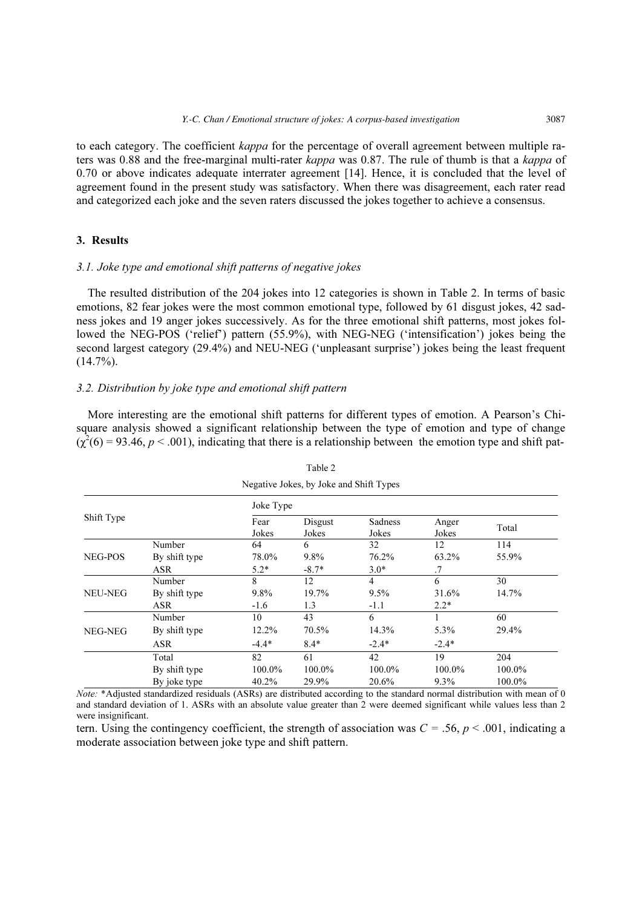to each category. The coefficient *kappa* for the percentage of overall agreement between multiple raters was 0.88 and the free-marginal multi-rater *kappa* was 0.87. The rule of thumb is that a *kappa* of 0.70 or above indicates adequate interrater agreement [14]. Hence, it is concluded that the level of agreement found in the present study was satisfactory. When there was disagreement, each rater read and categorized each joke and the seven raters discussed the jokes together to achieve a consensus.

## 3. Results

### *3.1. Joke type and emotional shift patterns of negative jokes*

The resulted distribution of the 204 jokes into 12 categories is shown in Table 2. In terms of basic emotions, 82 fear jokes were the most common emotional type, followed by 61 disgust jokes, 42 sadness jokes and 19 anger jokes successively. As for the three emotional shift patterns, most jokes followed the NEG-POS ('relief') pattern (55.9%), with NEG-NEG ('intensification') jokes being the second largest category (29.4%) and NEU-NEG ('unpleasant surprise') jokes being the least frequent (14.7%).

### *3.2. Distribution by joke type and emotional shift pattern*

More interesting are the emotional shift patterns for different types of emotion. A Pearson's Chi-square analysis showed a significant relationship between the type of emotion and type of change ($\chi^2(6) = 93.46$, $p < .001$), indicating that there is a relationship between the emotion type and shift pattern. Using the contingency coefficient, the strength of association was $C = .56$, $p < .001$, indicating a moderate association between joke type and shift pattern.

Table 2

Negative Jokes, by Joke and Shift Types

| Shift Type | | Joke Type | | | | |
|---|---|---|---|---|---|---|
| | | Fear Jokes | Disgust Jokes | Sadness Jokes | Anger Jokes | Total |
| NEG-POS | Number | 64 | 6 | 32 | 12 | 114 |
| | By shift type | 78.0% | 9.8% | 76.2% | 63.2% | 55.9% |
| | ASR | 5.2* | -8.7* | 3.0* | .7 | |
| NEU-NEG | Number | 8 | 12 | 4 | 6 | 30 |
| | By shift type | 9.8% | 19.7% | 9.5% | 31.6% | 14.7% |
| | ASR | -1.6 | 1.3 | -1.1 | 2.2* | |
| NEG-NEG | Number | 10 | 43 | 6 | 1 | 60 |
| | By shift type | 12.2% | 70.5% | 14.3% | 5.3% | 29.4% |
| | ASR | -4.4* | 8.4* | -2.4* | -2.4* | |
| | Total | 82 | 61 | 42 | 19 | 204 |
| | By shift type | 100.0% | 100.0% | 100.0% | 100.0% | 100.0% |
| | By joke type | 40.2% | 29.9% | 20.6% | 9.3% | 100.0% |

*Note:* *Adjusted standardized residuals (ASRs) are distributed according to the standard normal distribution with mean of 0 and standard deviation of 1. ASRs with an absolute value greater than 2 were deemed significant while values less than 2 were insignificant.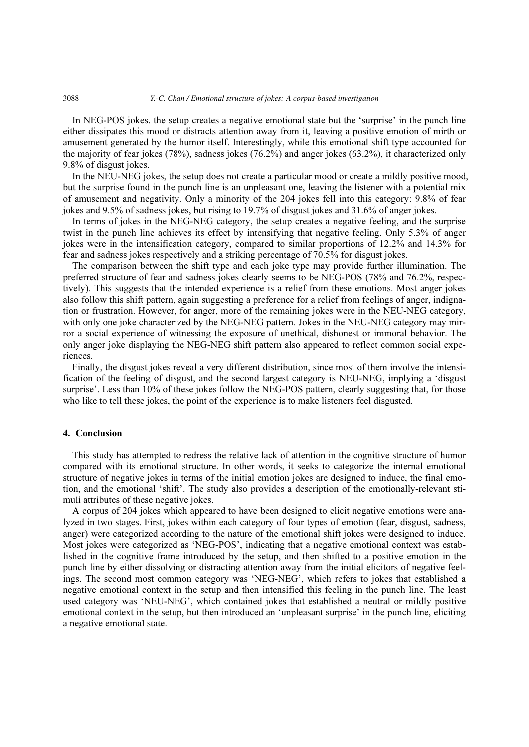In NEG-POS jokes, the setup creates a negative emotional state but the 'surprise' in the punch line either dissipates this mood or distracts attention away from it, leaving a positive emotion of mirth or amusement generated by the humor itself. Interestingly, while this emotional shift type accounted for the majority of fear jokes (78%), sadness jokes (76.2%) and anger jokes (63.2%), it characterized only 9.8% of disgust jokes.

In the NEU-NEG jokes, the setup does not create a particular mood or create a mildly positive mood, but the surprise found in the punch line is an unpleasant one, leaving the listener with a potential mix of amusement and negativity. Only a minority of the 204 jokes fell into this category: 9.8% of fear jokes and 9.5% of sadness jokes, but rising to 19.7% of disgust jokes and 31.6% of anger jokes.

In terms of jokes in the NEG-NEG category, the setup creates a negative feeling, and the surprise twist in the punch line achieves its effect by intensifying that negative feeling. Only 5.3% of anger jokes were in the intensification category, compared to similar proportions of 12.2% and 14.3% for fear and sadness jokes respectively and a striking percentage of 70.5% for disgust jokes.

The comparison between the shift type and each joke type may provide further illumination. The preferred structure of fear and sadness jokes clearly seems to be NEG-POS (78% and 76.2%, respectively). This suggests that the intended experience is a relief from these emotions. Most anger jokes also follow this shift pattern, again suggesting a preference for a relief from feelings of anger, indignation or frustration. However, for anger, more of the remaining jokes were in the NEU-NEG category, with only one joke characterized by the NEG-NEG pattern. Jokes in the NEU-NEG category may mirror a social experience of witnessing the exposure of unethical, dishonest or immoral behavior. The only anger joke displaying the NEG-NEG shift pattern also appeared to reflect common social experiences.

Finally, the disgust jokes reveal a very different distribution, since most of them involve the intensification of the feeling of disgust, and the second largest category is NEU-NEG, implying a 'disgust surprise'. Less than 10% of these jokes follow the NEG-POS pattern, clearly suggesting that, for those who like to tell these jokes, the point of the experience is to make listeners feel disgusted.

## 4. Conclusion

This study has attempted to redress the relative lack of attention in the cognitive structure of humor compared with its emotional structure. In other words, it seeks to categorize the internal emotional structure of negative jokes in terms of the initial emotion jokes are designed to induce, the final emotion, and the emotional 'shift'. The study also provides a description of the emotionally-relevant stimuli attributes of these negative jokes.

A corpus of 204 jokes which appeared to have been designed to elicit negative emotions were analyzed in two stages. First, jokes within each category of four types of emotion (fear, disgust, sadness, anger) were categorized according to the nature of the emotional shift jokes were designed to induce. Most jokes were categorized as 'NEG-POS', indicating that a negative emotional context was established in the cognitive frame introduced by the setup, and then shifted to a positive emotion in the punch line by either dissolving or distracting attention away from the initial elicitors of negative feelings. The second most common category was 'NEG-NEG', which refers to jokes that established a negative emotional context in the setup and then intensified this feeling in the punch line. The least used category was 'NEU-NEG', which contained jokes that established a neutral or mildly positive emotional context in the setup, but then introduced an 'unpleasant surprise' in the punch line, eliciting a negative emotional state.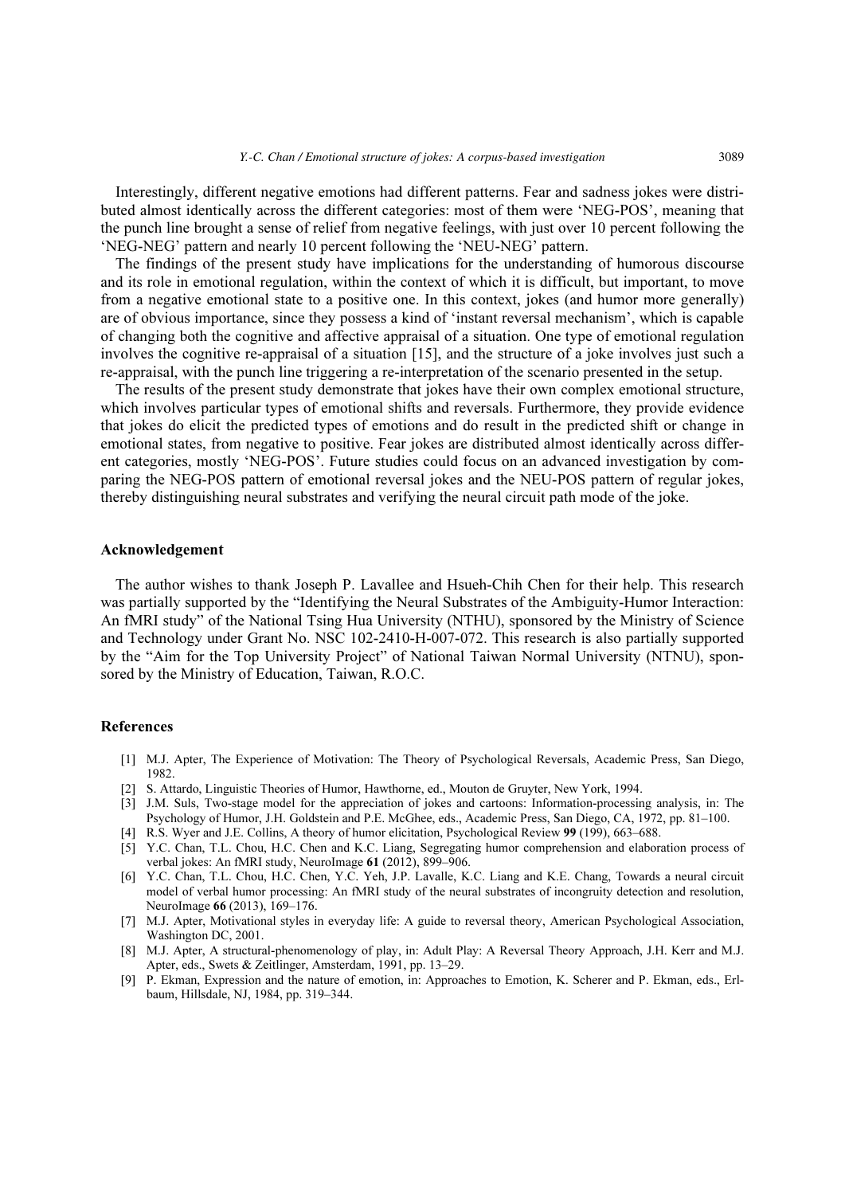Interestingly, different negative emotions had different patterns. Fear and sadness jokes were distributed almost identically across the different categories: most of them were 'NEG-POS', meaning that the punch line brought a sense of relief from negative feelings, with just over 10 percent following the 'NEG-NEG' pattern and nearly 10 percent following the 'NEU-NEG' pattern.

The findings of the present study have implications for the understanding of humorous discourse and its role in emotional regulation, within the context of which it is difficult, but important, to move from a negative emotional state to a positive one. In this context, jokes (and humor more generally) are of obvious importance, since they possess a kind of 'instant reversal mechanism', which is capable of changing both the cognitive and affective appraisal of a situation. One type of emotional regulation involves the cognitive re-appraisal of a situation [15], and the structure of a joke involves just such a re-appraisal, with the punch line triggering a re-interpretation of the scenario presented in the setup.

The results of the present study demonstrate that jokes have their own complex emotional structure, which involves particular types of emotional shifts and reversals. Furthermore, they provide evidence that jokes do elicit the predicted types of emotions and do result in the predicted shift or change in emotional states, from negative to positive. Fear jokes are distributed almost identically across different categories, mostly 'NEG-POS'. Future studies could focus on an advanced investigation by comparing the NEG-POS pattern of emotional reversal jokes and the NEU-POS pattern of regular jokes, thereby distinguishing neural substrates and verifying the neural circuit path mode of the joke.

## Acknowledgement

The author wishes to thank Joseph P. Lavallee and Hsueh-Chih Chen for their help. This research was partially supported by the "Identifying the Neural Substrates of the Ambiguity-Humor Interaction: An fMRI study" of the National Tsing Hua University (NTHU), sponsored by the Ministry of Science and Technology under Grant No. NSC 102-2410-H-007-072. This research is also partially supported by the "Aim for the Top University Project" of National Taiwan Normal University (NTNU), sponsored by the Ministry of Education, Taiwan, R.O.C.

## References

- [1] M.J. Apter, The Experience of Motivation: The Theory of Psychological Reversals, Academic Press, San Diego, 1982.
- [2] S. Attardo, Linguistic Theories of Humor, Hawthorne, ed., Mouton de Gruyter, New York, 1994.
- [3] J.M. Suls, Two-stage model for the appreciation of jokes and cartoons: Information-processing analysis, in: The Psychology of Humor, J.H. Goldstein and P.E. McGhee, eds., Academic Press, San Diego, CA, 1972, pp. 81–100.
- [4] R.S. Wyer and J.E. Collins, A theory of humor elicitation, Psychological Review **99** (199), 663–688.
- [5] Y.C. Chan, T.L. Chou, H.C. Chen and K.C. Liang, Segregating humor comprehension and elaboration process of verbal jokes: An fMRI study, NeuroImage **61** (2012), 899–906.
- [6] Y.C. Chan, T.L. Chou, H.C. Chen, Y.C. Yeh, J.P. Lavalle, K.C. Liang and K.E. Chang, Towards a neural circuit model of verbal humor processing: An fMRI study of the neural substrates of incongruity detection and resolution, NeuroImage **66** (2013), 169–176.
- [7] M.J. Apter, Motivational styles in everyday life: A guide to reversal theory, American Psychological Association, Washington DC, 2001.
- [8] M.J. Apter, A structural-phenomenology of play, in: Adult Play: A Reversal Theory Approach, J.H. Kerr and M.J. Apter, eds., Swets & Zeitlinger, Amsterdam, 1991, pp. 13–29.
- [9] P. Ekman, Expression and the nature of emotion, in: Approaches to Emotion, K. Scherer and P. Ekman, eds., Erlbaum, Hillsdale, NJ, 1984, pp. 319–344.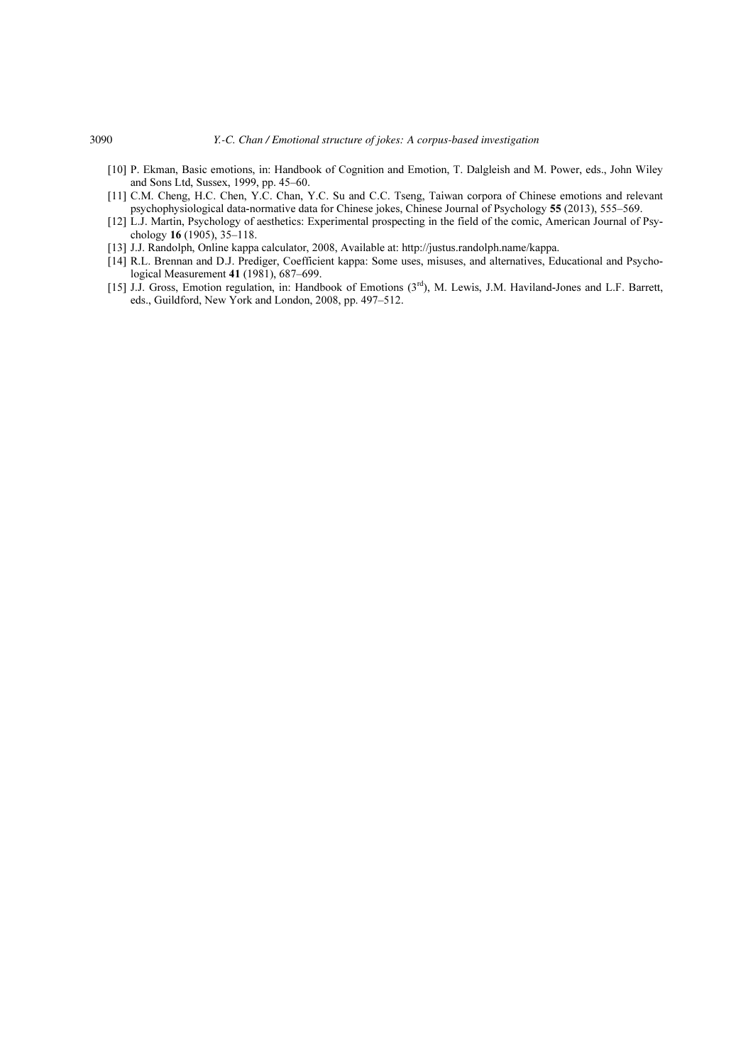[10] P. Ekman, Basic emotions, in: Handbook of Cognition and Emotion, T. Dalgleish and M. Power, eds., John Wiley and Sons Ltd, Sussex, 1999, pp. 45–60.

[11] C.M. Cheng, H.C. Chen, Y.C. Chan, Y.C. Su and C.C. Tseng, Taiwan corpora of Chinese emotions and relevant psychophysiological data-normative data for Chinese jokes, Chinese Journal of Psychology **55** (2013), 555–569.

[12] L.J. Martin, Psychology of aesthetics: Experimental prospecting in the field of the comic, American Journal of Psychology **16** (1905), 35–118.

[13] J.J. Randolph, Online kappa calculator, 2008, Available at: http://justus.randolph.name/kappa.

[14] R.L. Brennan and D.J. Prediger, Coefficient kappa: Some uses, misuses, and alternatives, Educational and Psychological Measurement **41** (1981), 687–699.

[15] J.J. Gross, Emotion regulation, in: Handbook of Emotions (3rd), M. Lewis, J.M. Haviland-Jones and L.F. Barrett, eds., Guildford, New York and London, 2008, pp. 497–512.